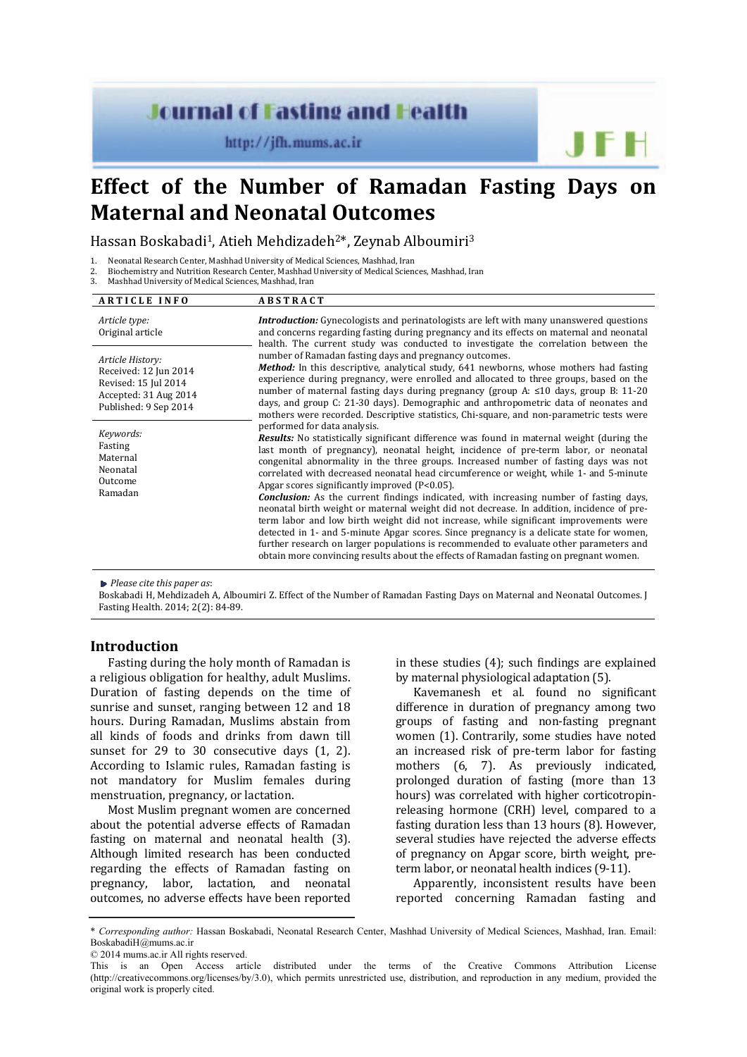# Effect of the Number of Ramadan Fasting Days on Maternal and Neonatal Outcomes

Hassan Boskabadi[1], Atieh Mehdizadeh[2]*, Zeynab Alboumiri[3]

1. Neonatal Research Center, Mashhad University of Medical Sciences, Mashhad, Iran
2. Biochemistry and Nutrition Research Center, Mashhad University of Medical Sciences, Mashhad, Iran
3. Mashhad University of Medical Sciences, Mashhad, Iran

**ARTICLE INFO**

*Article type:*
Original article

*Article History:*
Received: 12 Jun 2014
Revised: 15 Jul 2014
Accepted: 31 Aug 2014
Published: 9 Sep 2014

*Keywords:*
Fasting
Maternal
Neonatal
Outcome
Ramadan

**ABSTRACT**

***Introduction:*** Gynecologists and perinatologists are left with many unanswered questions and concerns regarding fasting during pregnancy and its effects on maternal and neonatal health. The current study was conducted to investigate the correlation between the number of Ramadan fasting days and pregnancy outcomes.

***Method:*** In this descriptive, analytical study, 641 newborns, whose mothers had fasting experience during pregnancy, were enrolled and allocated to three groups, based on the number of maternal fasting days during pregnancy (group A: ≤10 days, group B: 11-20 days, and group C: 21-30 days). Demographic and anthropometric data of neonates and mothers were recorded. Descriptive statistics, Chi-square, and non-parametric tests were performed for data analysis.

***Results:*** No statistically significant difference was found in maternal weight (during the last month of pregnancy), neonatal height, incidence of pre-term labor, or neonatal congenital abnormality in the three groups. Increased number of fasting days was not correlated with decreased neonatal head circumference or weight, while 1- and 5-minute Apgar scores significantly improved ($P<0.05$).

***Conclusion:*** As the current findings indicated, with increasing number of fasting days, neonatal birth weight or maternal weight did not decrease. In addition, incidence of pre-term labor and low birth weight did not increase, while significant improvements were detected in 1- and 5-minute Apgar scores. Since pregnancy is a delicate state for women, further research on larger populations is recommended to evaluate other parameters and obtain more convincing results about the effects of Ramadan fasting on pregnant women.

*Please cite this paper as*:
Boskabadi H, Mehdizadeh A, Alboumiri Z. Effect of the Number of Ramadan Fasting Days on Maternal and Neonatal Outcomes. J Fasting Health. 2014; 2(2): 84-89.

## Introduction

Fasting during the holy month of Ramadan is a religious obligation for healthy, adult Muslims. Duration of fasting depends on the time of sunrise and sunset, ranging between 12 and 18 hours. During Ramadan, Muslims abstain from all kinds of foods and drinks from dawn till sunset for 29 to 30 consecutive days (1, 2). According to Islamic rules, Ramadan fasting is not mandatory for Muslim females during menstruation, pregnancy, or lactation.

Most Muslim pregnant women are concerned about the potential adverse effects of Ramadan fasting on maternal and neonatal health (3). Although limited research has been conducted regarding the effects of Ramadan fasting on pregnancy, labor, lactation, and neonatal outcomes, no adverse effects have been reported in these studies (4); such findings are explained by maternal physiological adaptation (5).

Kavemanesh et al. found no significant difference in duration of pregnancy among two groups of fasting and non-fasting pregnant women (1). Contrarily, some studies have noted an increased risk of pre-term labor for fasting mothers (6, 7). As previously indicated, prolonged duration of fasting (more than 13 hours) was correlated with higher corticotropin-releasing hormone (CRH) level, compared to a fasting duration less than 13 hours (8). However, several studies have rejected the adverse effects of pregnancy on Apgar score, birth weight, pre-term labor, or neonatal health indices (9-11).

Apparently, inconsistent results have been reported concerning Ramadan fasting and

\* *Corresponding author:* Hassan Boskabadi, Neonatal Research Center, Mashhad University of Medical Sciences, Mashhad, Iran. Email: BoskabadiH@mums.ac.ir

© 2014 mums.ac.ir All rights reserved.

This is an Open Access article distributed under the terms of the Creative Commons Attribution License (http://creativecommons.org/licenses/by/3.0), which permits unrestricted use, distribution, and reproduction in any medium, provided the original work is properly cited.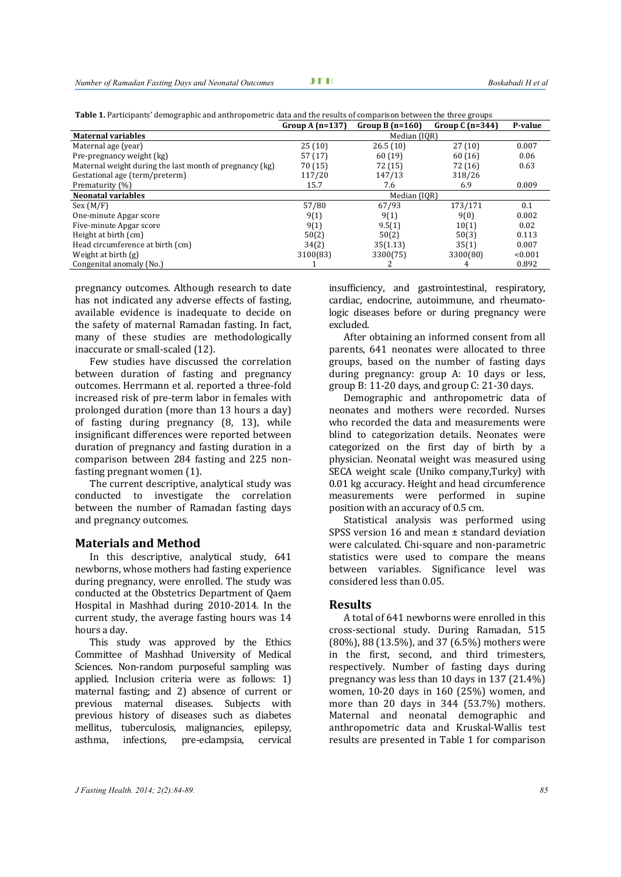**Table 1.** Participants' demographic and anthropometric data and the results of comparison between the three groups

| | Group A (n=137) | Group B (n=160) | Group C (n=344) | P-value |
|---|---|---|---|---|
| **Maternal variables** | | Median (IQR) | | |
| Maternal age (year) | 25 (10) | 26.5 (10) | 27 (10) | 0.007 |
| Pre-pregnancy weight (kg) | 57 (17) | 60 (19) | 60 (16) | 0.06 |
| Maternal weight during the last month of pregnancy (kg) | 70 (15) | 72 (15) | 72 (16) | 0.63 |
| Gestational age (term/preterm) | 117/20 | 147/13 | 318/26 | |
| Prematurity (%) | 15.7 | 7.6 | 6.9 | 0.009 |
| **Neonatal variables** | | Median (IQR) | | |
| Sex (M/F) | 57/80 | 67/93 | 173/171 | 0.1 |
| One-minute Apgar score | 9(1) | 9(1) | 9(0) | 0.002 |
| Five-minute Apgar score | 9(1) | 9.5(1) | 10(1) | 0.02 |
| Height at birth (cm) | 50(2) | 50(2) | 50(3) | 0.113 |
| Head circumference at birth (cm) | 34(2) | 35(1.13) | 35(1) | 0.007 |
| Weight at birth (g) | 3100(83) | 3300(75) | 3300(80) | <0.001 |
| Congenital anomaly (No.) | 1 | 2 | 4 | 0.892 |

pregnancy outcomes. Although research to date has not indicated any adverse effects of fasting, available evidence is inadequate to decide on the safety of maternal Ramadan fasting. In fact, many of these studies are methodologically inaccurate or small-scaled (12).

Few studies have discussed the correlation between duration of fasting and pregnancy outcomes. Herrmann et al. reported a three-fold increased risk of pre-term labor in females with prolonged duration (more than 13 hours a day) of fasting during pregnancy (8, 13), while insignificant differences were reported between duration of pregnancy and fasting duration in a comparison between 284 fasting and 225 non-fasting pregnant women (1).

The current descriptive, analytical study was conducted to investigate the correlation between the number of Ramadan fasting days and pregnancy outcomes.

## Materials and Method

In this descriptive, analytical study, 641 newborns, whose mothers had fasting experience during pregnancy, were enrolled. The study was conducted at the Obstetrics Department of Qaem Hospital in Mashhad during 2010-2014. In the current study, the average fasting hours was 14 hours a day.

This study was approved by the Ethics Committee of Mashhad University of Medical Sciences. Non-random purposeful sampling was applied. Inclusion criteria were as follows: 1) maternal fasting; and 2) absence of current or previous maternal diseases. Subjects with previous history of diseases such as diabetes mellitus, tuberculosis, malignancies, epilepsy, asthma, infections, pre-eclampsia, cervical insufficiency, and gastrointestinal, respiratory, cardiac, endocrine, autoimmune, and rheumatologic diseases before or during pregnancy were excluded.

After obtaining an informed consent from all parents, 641 neonates were allocated to three groups, based on the number of fasting days during pregnancy: group A: 10 days or less, group B: 11-20 days, and group C: 21-30 days.

Demographic and anthropometric data of neonates and mothers were recorded. Nurses who recorded the data and measurements were blind to categorization details. Neonates were categorized on the first day of birth by a physician. Neonatal weight was measured using SECA weight scale (Uniko company,Turky) with 0.01 kg accuracy. Height and head circumference measurements were performed in supine position with an accuracy of 0.5 cm.

Statistical analysis was performed using SPSS version 16 and mean ± standard deviation were calculated. Chi-square and non-parametric statistics were used to compare the means between variables. Significance level was considered less than 0.05.

## Results

A total of 641 newborns were enrolled in this cross-sectional study. During Ramadan, 515 (80%), 88 (13.5%), and 37 (6.5%) mothers were in the first, second, and third trimesters, respectively. Number of fasting days during pregnancy was less than 10 days in 137 (21.4%) women, 10-20 days in 160 (25%) women, and more than 20 days in 344 (53.7%) mothers. Maternal and neonatal demographic and anthropometric data and Kruskal-Wallis test results are presented in Table 1 for comparison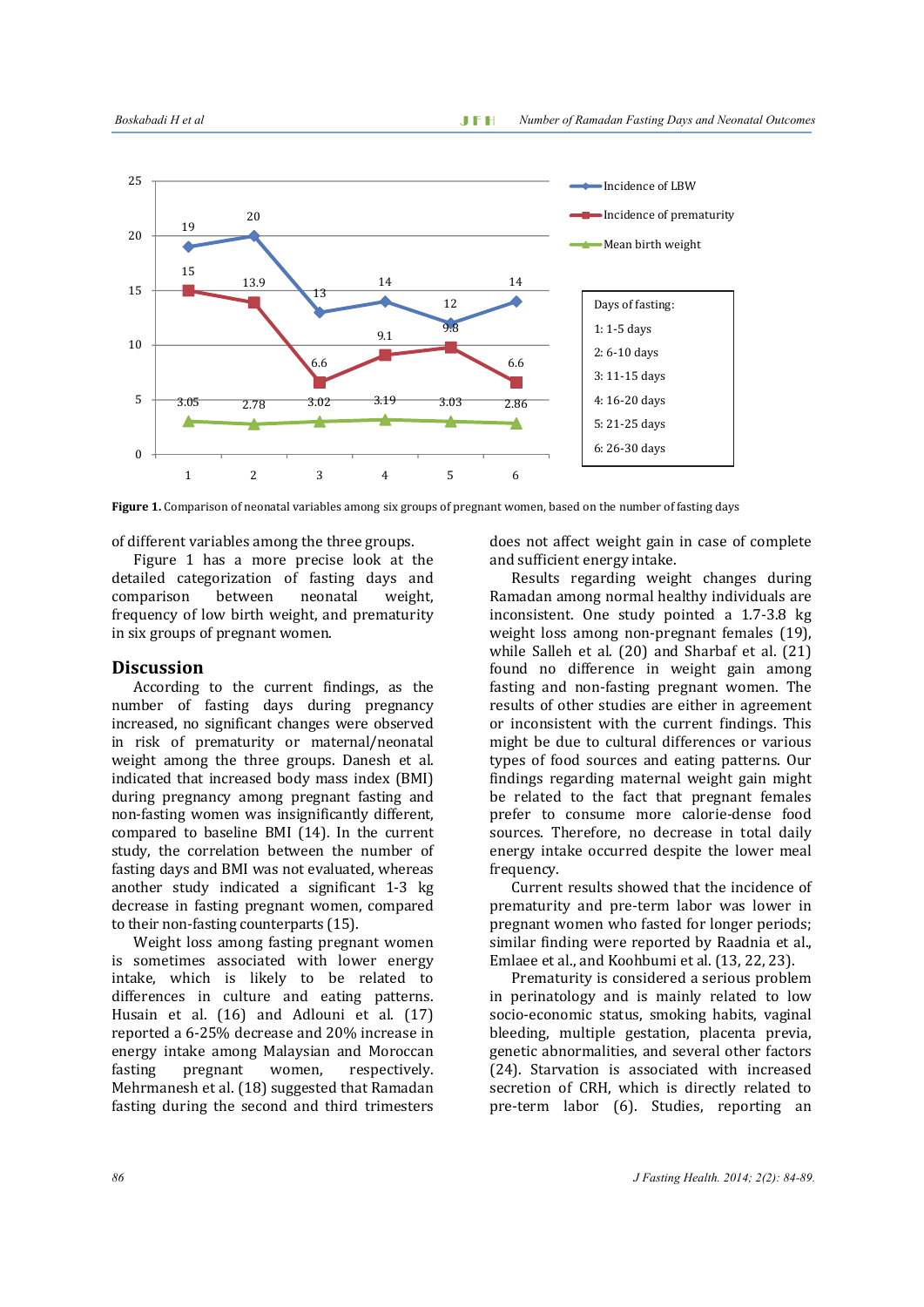Figure 1. Comparison of neonatal variables among six groups of pregnant women, based on the number of fasting days

of different variables among the three groups.

Figure 1 has a more precise look at the detailed categorization of fasting days and comparison between neonatal weight, frequency of low birth weight, and prematurity in six groups of pregnant women.

## Discussion

According to the current findings, as the number of fasting days during pregnancy increased, no significant changes were observed in risk of prematurity or maternal/neonatal weight among the three groups. Danesh et al. indicated that increased body mass index (BMI) during pregnancy among pregnant fasting and non-fasting women was insignificantly different, compared to baseline BMI (14). In the current study, the correlation between the number of fasting days and BMI was not evaluated, whereas another study indicated a significant 1-3 kg decrease in fasting pregnant women, compared to their non-fasting counterparts (15).

Weight loss among fasting pregnant women is sometimes associated with lower energy intake, which is likely to be related to differences in culture and eating patterns. Husain et al. (16) and Adlouni et al. (17) reported a 6-25% decrease and 20% increase in energy intake among Malaysian and Moroccan fasting pregnant women, respectively. Mehrmanesh et al. (18) suggested that Ramadan fasting during the second and third trimesters does not affect weight gain in case of complete and sufficient energy intake.

Results regarding weight changes during Ramadan among normal healthy individuals are inconsistent. One study pointed a 1.7-3.8 kg weight loss among non-pregnant females (19), while Salleh et al. (20) and Sharbaf et al. (21) found no difference in weight gain among fasting and non-fasting pregnant women. The results of other studies are either in agreement or inconsistent with the current findings. This might be due to cultural differences or various types of food sources and eating patterns. Our findings regarding maternal weight gain might be related to the fact that pregnant females prefer to consume more calorie-dense food sources. Therefore, no decrease in total daily energy intake occurred despite the lower meal frequency.

Current results showed that the incidence of prematurity and pre-term labor was lower in pregnant women who fasted for longer periods; similar finding were reported by Raadnia et al., Emlaee et al., and Koohbumi et al. (13, 22, 23).

Prematurity is considered a serious problem in perinatology and is mainly related to low socio-economic status, smoking habits, vaginal bleeding, multiple gestation, placenta previa, genetic abnormalities, and several other factors (24). Starvation is associated with increased secretion of CRH, which is directly related to pre-term labor (6). Studies, reporting an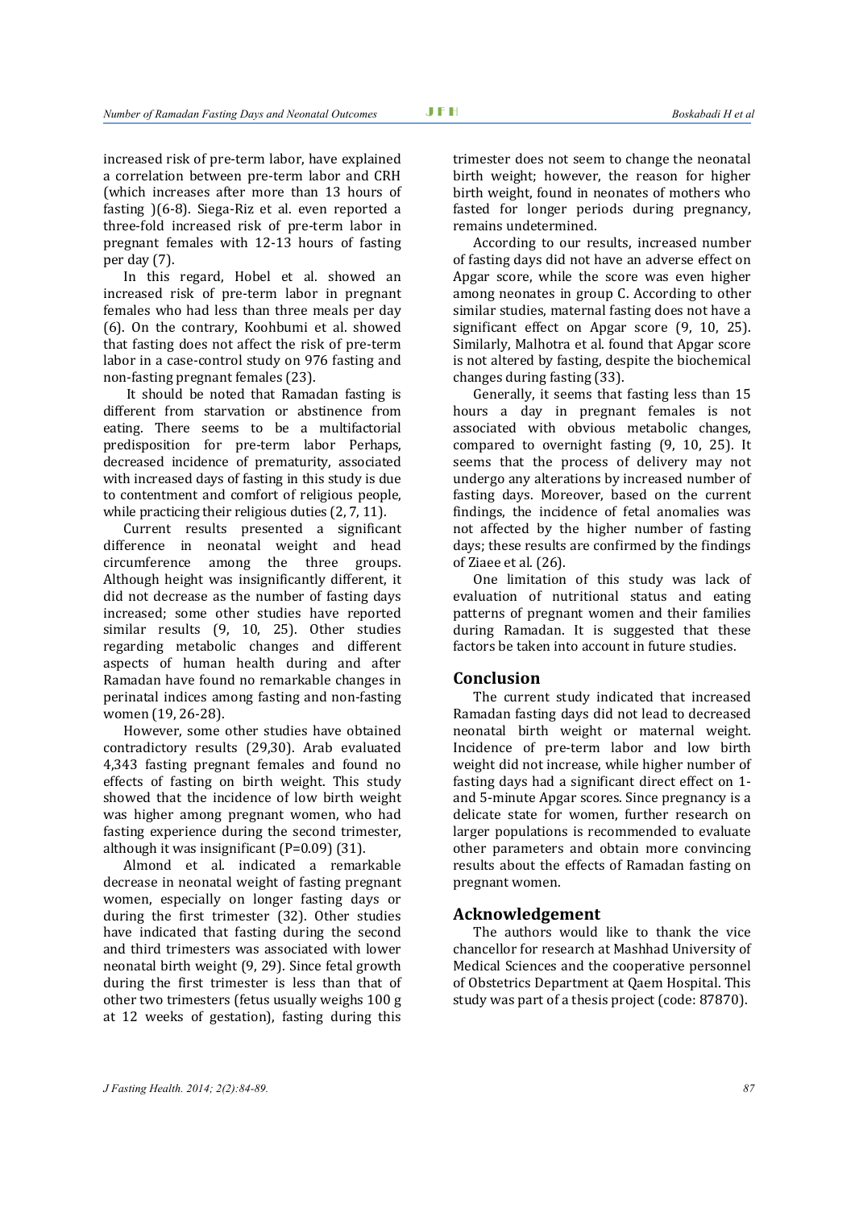increased risk of pre-term labor, have explained a correlation between pre-term labor and CRH (which increases after more than 13 hours of fasting )(6-8). Siega-Riz et al. even reported a three-fold increased risk of pre-term labor in pregnant females with 12-13 hours of fasting per day (7).

In this regard, Hobel et al. showed an increased risk of pre-term labor in pregnant females who had less than three meals per day (6). On the contrary, Koohbumi et al. showed that fasting does not affect the risk of pre-term labor in a case-control study on 976 fasting and non-fasting pregnant females (23).

It should be noted that Ramadan fasting is different from starvation or abstinence from eating. There seems to be a multifactorial predisposition for pre-term labor Perhaps, decreased incidence of prematurity, associated with increased days of fasting in this study is due to contentment and comfort of religious people, while practicing their religious duties (2, 7, 11).

Current results presented a significant difference in neonatal weight and head circumference among the three groups. Although height was insignificantly different, it did not decrease as the number of fasting days increased; some other studies have reported similar results (9, 10, 25). Other studies regarding metabolic changes and different aspects of human health during and after Ramadan have found no remarkable changes in perinatal indices among fasting and non-fasting women (19, 26-28).

However, some other studies have obtained contradictory results (29,30). Arab evaluated 4,343 fasting pregnant females and found no effects of fasting on birth weight. This study showed that the incidence of low birth weight was higher among pregnant women, who had fasting experience during the second trimester, although it was insignificant (P=0.09) (31).

Almond et al. indicated a remarkable decrease in neonatal weight of fasting pregnant women, especially on longer fasting days or during the first trimester (32). Other studies have indicated that fasting during the second and third trimesters was associated with lower neonatal birth weight (9, 29). Since fetal growth during the first trimester is less than that of other two trimesters (fetus usually weighs 100 g at 12 weeks of gestation), fasting during this trimester does not seem to change the neonatal birth weight; however, the reason for higher birth weight, found in neonates of mothers who fasted for longer periods during pregnancy, remains undetermined.

According to our results, increased number of fasting days did not have an adverse effect on Apgar score, while the score was even higher among neonates in group C. According to other similar studies, maternal fasting does not have a significant effect on Apgar score (9, 10, 25). Similarly, Malhotra et al. found that Apgar score is not altered by fasting, despite the biochemical changes during fasting (33).

Generally, it seems that fasting less than 15 hours a day in pregnant females is not associated with obvious metabolic changes, compared to overnight fasting (9, 10, 25). It seems that the process of delivery may not undergo any alterations by increased number of fasting days. Moreover, based on the current findings, the incidence of fetal anomalies was not affected by the higher number of fasting days; these results are confirmed by the findings of Ziaee et al. (26).

One limitation of this study was lack of evaluation of nutritional status and eating patterns of pregnant women and their families during Ramadan. It is suggested that these factors be taken into account in future studies.

## Conclusion

The current study indicated that increased Ramadan fasting days did not lead to decreased neonatal birth weight or maternal weight. Incidence of pre-term labor and low birth weight did not increase, while higher number of fasting days had a significant direct effect on 1- and 5-minute Apgar scores. Since pregnancy is a delicate state for women, further research on larger populations is recommended to evaluate other parameters and obtain more convincing results about the effects of Ramadan fasting on pregnant women.

## Acknowledgement

The authors would like to thank the vice chancellor for research at Mashhad University of Medical Sciences and the cooperative personnel of Obstetrics Department at Qaem Hospital. This study was part of a thesis project (code: 87870).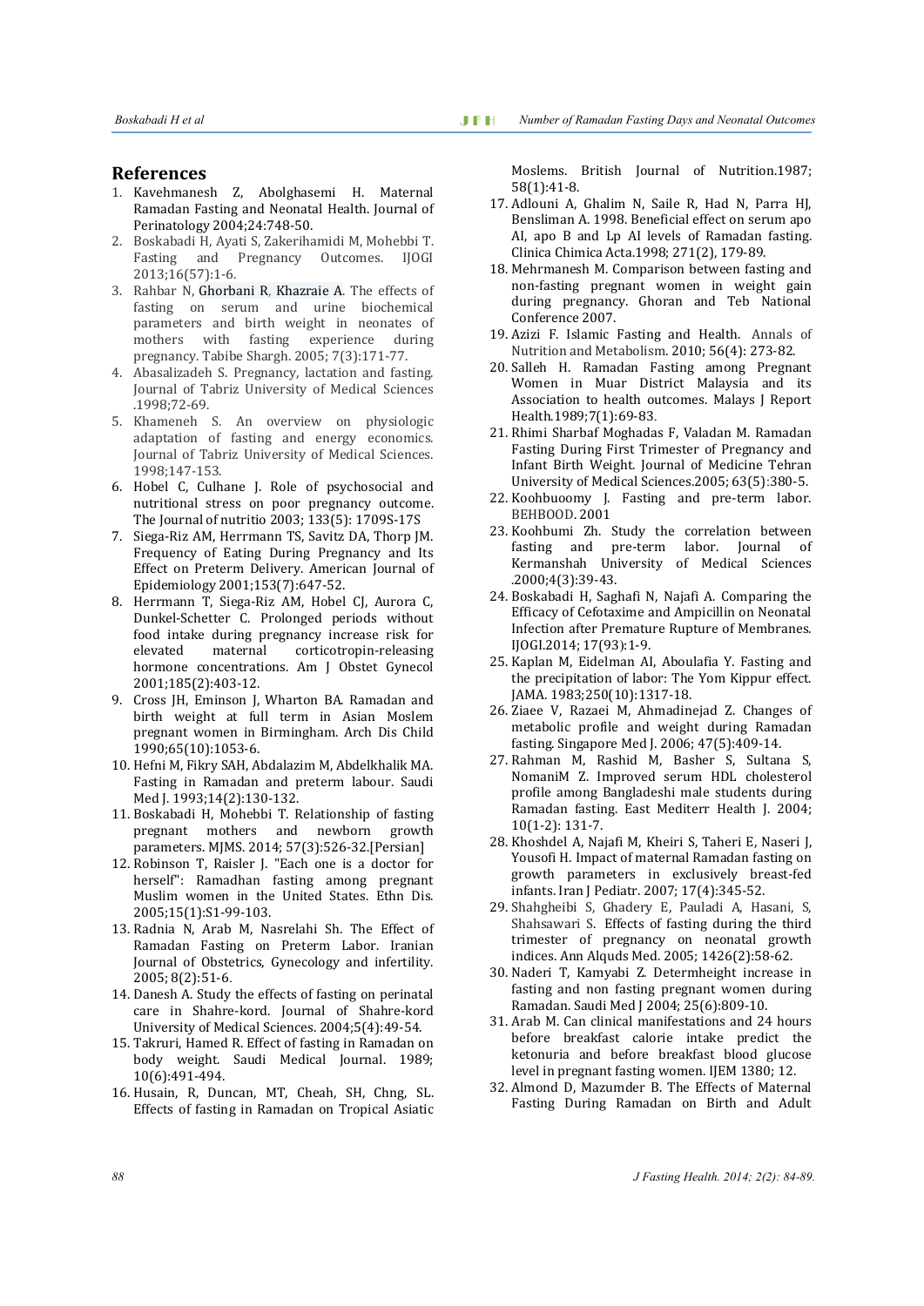# References

1. Kavehmanesh Z, Abolghasemi H. Maternal Ramadan Fasting and Neonatal Health. Journal of Perinatology 2004;24:748-50.
2. Boskabadi H, Ayati S, Zakerihamidi M, Mohebbi T. Fasting and Pregnancy Outcomes. IJOGI 2013;16(57):1-6.
3. Rahbar N, Ghorbani R, Khazraie A. The effects of fasting on serum and urine biochemical parameters and birth weight in neonates of mothers with fasting experience during pregnancy. Tabibe Shargh. 2005; 7(3):171-77.
4. Abasalizadeh S. Pregnancy, lactation and fasting. Journal of Tabriz University of Medical Sciences .1998;72-69.
5. Khameneh S. An overview on physiologic adaptation of fasting and energy economics. Journal of Tabriz University of Medical Sciences. 1998;147-153.
6. Hobel C, Culhane J. Role of psychosocial and nutritional stress on poor pregnancy outcome. The Journal of nutritio 2003; 133(5): 1709S-17S
7. Siega-Riz AM, Herrmann TS, Savitz DA, Thorp JM. Frequency of Eating During Pregnancy and Its Effect on Preterm Delivery. American Journal of Epidemiology 2001;153(7):647-52.
8. Herrmann T, Siega-Riz AM, Hobel CJ, Aurora C, Dunkel-Schetter C. Prolonged periods without food intake during pregnancy increase risk for elevated maternal corticotropin-releasing hormone concentrations. Am J Obstet Gynecol 2001;185(2):403-12.
9. Cross JH, Eminson J, Wharton BA. Ramadan and birth weight at full term in Asian Moslem pregnant women in Birmingham. Arch Dis Child 1990;65(10):1053-6.
10. Hefni M, Fikry SAH, Abdalazim M, Abdelkhalik MA. Fasting in Ramadan and preterm labour. Saudi Med J. 1993;14(2):130-132.
11. Boskabadi H, Mohebbi T. Relationship of fasting pregnant mothers and newborn growth parameters. MJMS. 2014; 57(3):526-32.[Persian]
12. Robinson T, Raisler J. "Each one is a doctor for herself": Ramadhan fasting among pregnant Muslim women in the United States. Ethn Dis. 2005;15(1):S1-99-103.
13. Radnia N, Arab M, Nasrelahi Sh. The Effect of Ramadan Fasting on Preterm Labor. Iranian Journal of Obstetrics, Gynecology and infertility. 2005; 8(2):51-6.
14. Danesh A. Study the effects of fasting on perinatal care in Shahre-kord. Journal of Shahre-kord University of Medical Sciences. 2004;5(4):49-54.
15. Takruri, Hamed R. Effect of fasting in Ramadan on body weight. Saudi Medical Journal. 1989; 10(6):491-494.
16. Husain, R, Duncan, MT, Cheah, SH, Chng, SL. Effects of fasting in Ramadan on Tropical Asiatic Moslems. British Journal of Nutrition.1987; 58(1):41-8.
17. Adlouni A, Ghalim N, Saile R, Had N, Parra HJ, Bensliman A. 1998. Beneficial effect on serum apo AI, apo B and Lp AI levels of Ramadan fasting. Clinica Chimica Acta.1998; 271(2), 179-89.
18. Mehrmanesh M. Comparison between fasting and non-fasting pregnant women in weight gain during pregnancy. Ghoran and Teb National Conference 2007.
19. Azizi F. Islamic Fasting and Health. Annals of Nutrition and Metabolism. 2010; 56(4): 273-82.
20. Salleh H. Ramadan Fasting among Pregnant Women in Muar District Malaysia and its Association to health outcomes. Malays J Report Health.1989;7(1):69-83.
21. Rhimi Sharbaf Moghadas F, Valadan M. Ramadan Fasting During First Trimester of Pregnancy and Infant Birth Weight. Journal of Medicine Tehran University of Medical Sciences.2005; 63(5):380-5.
22. Koohbuoomy J. Fasting and pre-term labor. BEHBOOD. 2001
23. Koohbumi Zh. Study the correlation between fasting and pre-term labor. Journal of Kermanshah University of Medical Sciences .2000;4(3):39-43.
24. Boskabadi H, Saghafi N, Najafi A. Comparing the Efficacy of Cefotaxime and Ampicillin on Neonatal Infection after Premature Rupture of Membranes. IJOGI.2014; 17(93):1-9.
25. Kaplan M, Eidelman AI, Aboulafia Y. Fasting and the precipitation of labor: The Yom Kippur effect. JAMA. 1983;250(10):1317-18.
26. Ziaee V, Razaei M, Ahmadinejad Z. Changes of metabolic profile and weight during Ramadan fasting. Singapore Med J. 2006; 47(5):409-14.
27. Rahman M, Rashid M, Basher S, Sultana S, NomaniM Z. Improved serum HDL cholesterol profile among Bangladeshi male students during Ramadan fasting. East Mediterr Health J. 2004; 10(1-2): 131-7.
28. Khoshdel A, Najafi M, Kheiri S, Taheri E, Naseri J, Yousofi H. Impact of maternal Ramadan fasting on growth parameters in exclusively breast-fed infants. Iran J Pediatr. 2007; 17(4):345-52.
29. Shahgheibi S, Ghadery E, Pauladi A, Hasani, S, Shahsawari S. Effects of fasting during the third trimester of pregnancy on neonatal growth indices. Ann Alquds Med. 2005; 1426(2):58-62.
30. Naderi T, Kamyabi Z. Determheight increase in fasting and non fasting pregnant women during Ramadan. Saudi Med J 2004; 25(6):809-10.
31. Arab M. Can clinical manifestations and 24 hours before breakfast calorie intake predict the ketonuria and before breakfast blood glucose level in pregnant fasting women. IJEM 1380; 12.
32. Almond D, Mazumder B. The Effects of Maternal Fasting During Ramadan on Birth and Adult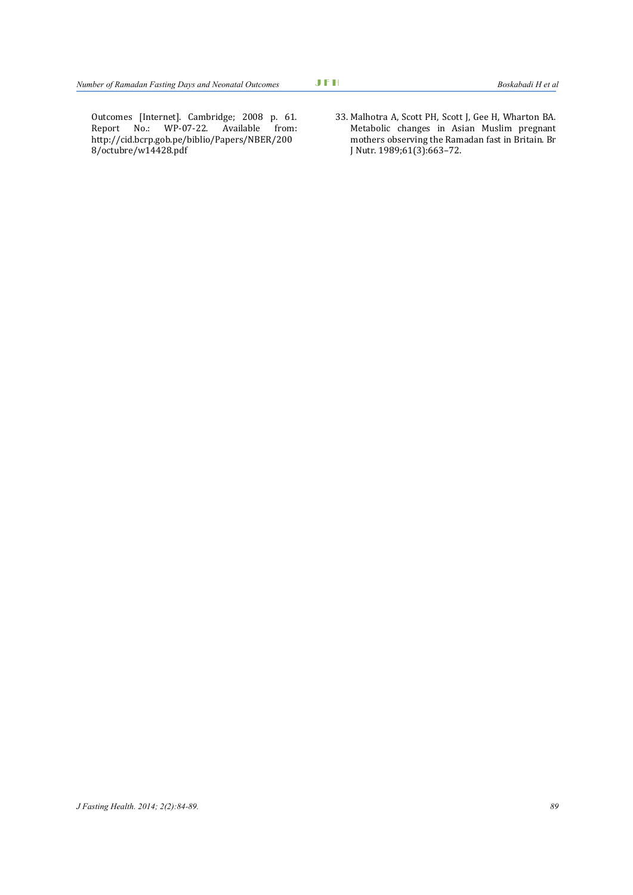Outcomes [Internet]. Cambridge; 2008 p. 61. Report No.: WP-07-22. Available from: http://cid.bcrp.gob.pe/biblio/Papers/NBER/2008/octubre/w14428.pdf

33. Malhotra A, Scott PH, Scott J, Gee H, Wharton BA. Metabolic changes in Asian Muslim pregnant mothers observing the Ramadan fast in Britain. Br J Nutr. 1989;61(3):663–72.